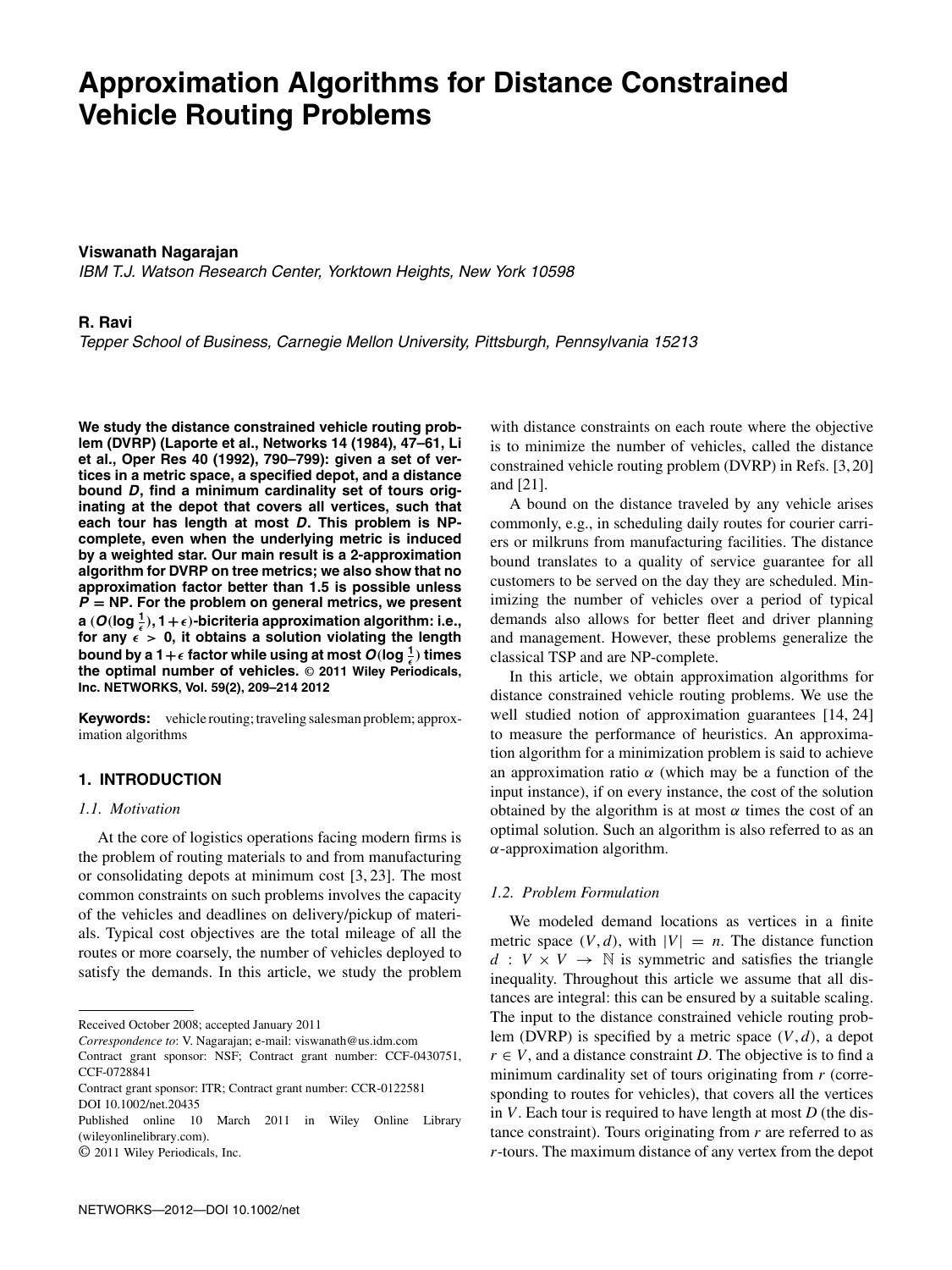# Approximation Algorithms for Distance Constrained Vehicle Routing Problems

**Viswanath Nagarajan**
*IBM T.J. Watson Research Center, Yorktown Heights, New York 10598*

**R. Ravi**
*Tepper School of Business, Carnegie Mellon University, Pittsburgh, Pennsylvania 15213*

**We study the distance constrained vehicle routing problem (DVRP) (Laporte et al., Networks 14 (1984), 47–61, Li et al., Oper Res 40 (1992), 790–799): given a set of vertices in a metric space, a specified depot, and a distance bound $D$, find a minimum cardinality set of tours originating at the depot that covers all vertices, such that each tour has length at most $D$. This problem is NP-complete, even when the underlying metric is induced by a weighted star. Our main result is a 2-approximation algorithm for DVRP on tree metrics; we also show that no approximation factor better than 1.5 is possible unless $P = NP$. For the problem on general metrics, we present a $(O(\log \frac{1}{\epsilon}), 1+\epsilon)$-bicriteria approximation algorithm: i.e., for any $\epsilon > 0$, it obtains a solution violating the length bound by a $1+\epsilon$ factor while using at most $O(\log \frac{1}{\epsilon})$ times the optimal number of vehicles. © 2011 Wiley Periodicals, Inc. NETWORKS, Vol. 59(2), 209–214 2012**

**Keywords:** vehicle routing; traveling salesman problem; approximation algorithms

## 1. INTRODUCTION

### 1.1. Motivation

At the core of logistics operations facing modern firms is the problem of routing materials to and from manufacturing or consolidating depots at minimum cost [3, 23]. The most common constraints on such problems involves the capacity of the vehicles and deadlines on delivery/pickup of materials. Typical cost objectives are the total mileage of all the routes or more coarsely, the number of vehicles deployed to satisfy the demands. In this article, we study the problem with distance constraints on each route where the objective is to minimize the number of vehicles, called the distance constrained vehicle routing problem (DVRP) in Refs. [3, 20] and [21].

A bound on the distance traveled by any vehicle arises commonly, e.g., in scheduling daily routes for courier carriers or milkruns from manufacturing facilities. The distance bound translates to a quality of service guarantee for all customers to be served on the day they are scheduled. Minimizing the number of vehicles over a period of typical demands also allows for better fleet and driver planning and management. However, these problems generalize the classical TSP and are NP-complete.

In this article, we obtain approximation algorithms for distance constrained vehicle routing problems. We use the well studied notion of approximation guarantees [14, 24] to measure the performance of heuristics. An approximation algorithm for a minimization problem is said to achieve an approximation ratio $\alpha$ (which may be a function of the input instance), if on every instance, the cost of the solution obtained by the algorithm is at most $\alpha$ times the cost of an optimal solution. Such an algorithm is also referred to as an $\alpha$-approximation algorithm.

### 1.2. Problem Formulation

We modeled demand locations as vertices in a finite metric space $(V, d)$, with $|V| = n$. The distance function $d : V \times V \to \mathbb{N}$ is symmetric and satisfies the triangle inequality. Throughout this article we assume that all distances are integral: this can be ensured by a suitable scaling. The input to the distance constrained vehicle routing problem (DVRP) is specified by a metric space $(V, d)$, a depot $r \in V$, and a distance constraint $D$. The objective is to find a minimum cardinality set of tours originating from $r$ (corresponding to routes for vehicles), that covers all the vertices in $V$. Each tour is required to have length at most $D$ (the distance constraint). Tours originating from $r$ are referred to as $r$-tours. The maximum distance of any vertex from the depot

---

Received October 2008; accepted January 2011

*Correspondence to*: V. Nagarajan; e-mail: viswanath@us.idm.com

Contract grant sponsor: NSF; Contract grant number: CCF-0430751, CCF-0728841

Contract grant sponsor: ITR; Contract grant number: CCR-0122581

DOI 10.1002/net.20435

Published online 10 March 2011 in Wiley Online Library (wileyonlinelibrary.com).

© 2011 Wiley Periodicals, Inc.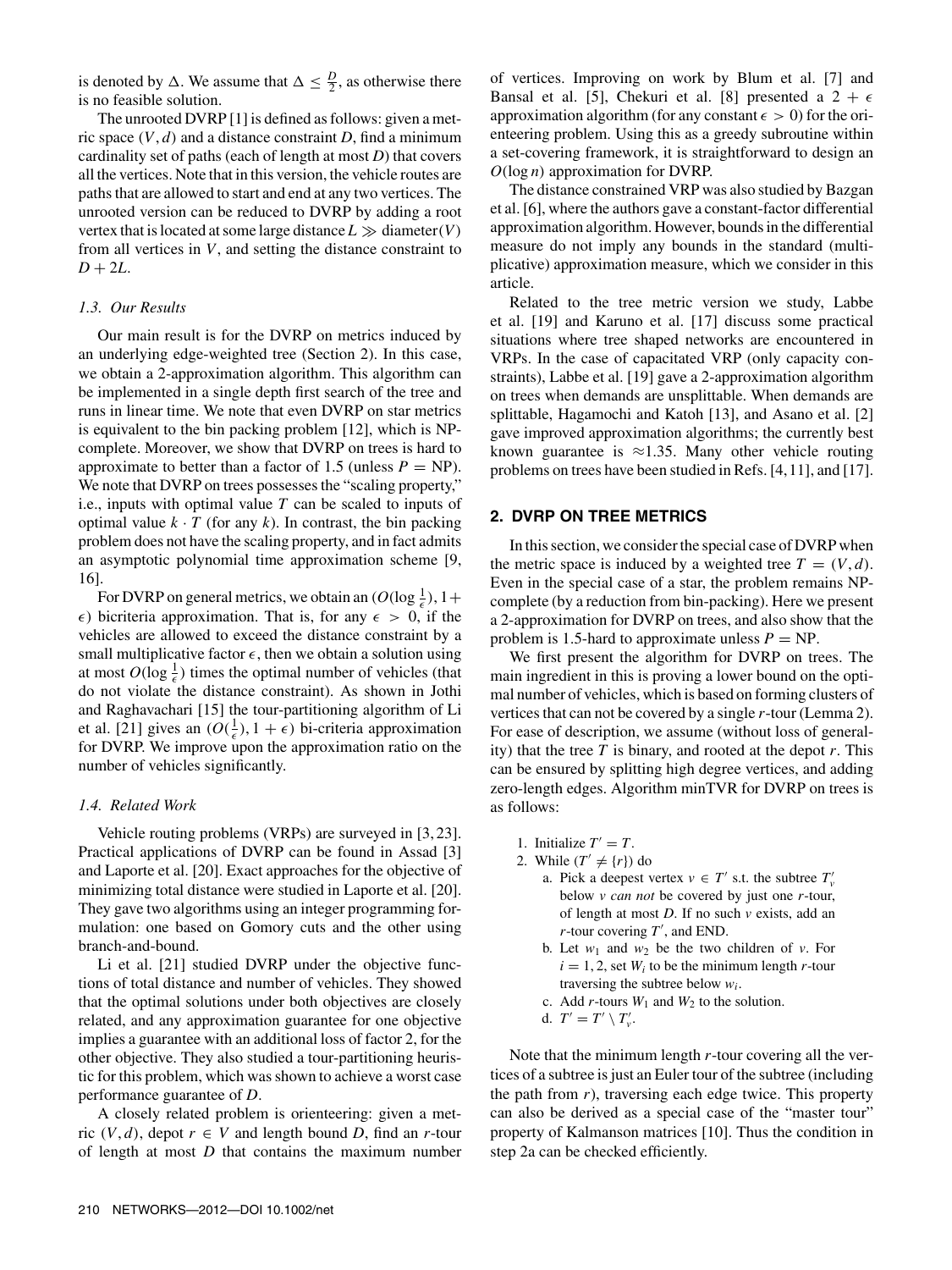is denoted by $\Delta$. We assume that $\Delta \leq \frac{D}{2}$, as otherwise there is no feasible solution.

The unrooted DVRP [1] is defined as follows: given a metric space $(V, d)$ and a distance constraint $D$, find a minimum cardinality set of paths (each of length at most $D$) that covers all the vertices. Note that in this version, the vehicle routes are paths that are allowed to start and end at any two vertices. The unrooted version can be reduced to DVRP by adding a root vertex that is located at some large distance $L \gg \text{diameter}(V)$ from all vertices in $V$, and setting the distance constraint to $D + 2L$.

### 1.3. Our Results

Our main result is for the DVRP on metrics induced by an underlying edge-weighted tree (Section 2). In this case, we obtain a 2-approximation algorithm. This algorithm can be implemented in a single depth first search of the tree and runs in linear time. We note that even DVRP on star metrics is equivalent to the bin packing problem [12], which is NP-complete. Moreover, we show that DVRP on trees is hard to approximate to better than a factor of 1.5 (unless $P = NP$). We note that DVRP on trees possesses the "scaling property," i.e., inputs with optimal value $T$ can be scaled to inputs of optimal value $k \cdot T$ (for any $k$). In contrast, the bin packing problem does not have the scaling property, and in fact admits an asymptotic polynomial time approximation scheme [9, 16].

For DVRP on general metrics, we obtain an $(O(\log \frac{1}{\epsilon}), 1+\epsilon)$ bicriteria approximation. That is, for any $\epsilon > 0$, if the vehicles are allowed to exceed the distance constraint by a small multiplicative factor $\epsilon$, then we obtain a solution using at most $O(\log \frac{1}{\epsilon})$ times the optimal number of vehicles (that do not violate the distance constraint). As shown in Jothi and Raghavachari [15] the tour-partitioning algorithm of Li et al. [21] gives an $(O(\frac{1}{\epsilon}), 1+\epsilon)$ bi-criteria approximation for DVRP. We improve upon the approximation ratio on the number of vehicles significantly.

### 1.4. Related Work

Vehicle routing problems (VRPs) are surveyed in [3, 23]. Practical applications of DVRP can be found in Assad [3] and Laporte et al. [20]. Exact approaches for the objective of minimizing total distance were studied in Laporte et al. [20]. They gave two algorithms using an integer programming formulation: one based on Gomory cuts and the other using branch-and-bound.

Li et al. [21] studied DVRP under the objective functions of total distance and number of vehicles. They showed that the optimal solutions under both objectives are closely related, and any approximation guarantee for one objective implies a guarantee with an additional loss of factor 2, for the other objective. They also studied a tour-partitioning heuristic for this problem, which was shown to achieve a worst case performance guarantee of $D$.

A closely related problem is orienteering: given a metric $(V, d)$, depot $r \in V$ and length bound $D$, find an $r$-tour of length at most $D$ that contains the maximum number of vertices. Improving on work by Blum et al. [7] and Bansal et al. [5], Chekuri et al. [8] presented a $2 + \epsilon$ approximation algorithm (for any constant $\epsilon > 0$) for the orienteering problem. Using this as a greedy subroutine within a set-covering framework, it is straightforward to design an $O(\log n)$ approximation for DVRP.

The distance constrained VRP was also studied by Bazgan et al. [6], where the authors gave a constant-factor differential approximation algorithm. However, bounds in the differential measure do not imply any bounds in the standard (multiplicative) approximation measure, which we consider in this article.

Related to the tree metric version we study, Labbe et al. [19] and Karuno et al. [17] discuss some practical situations where tree shaped networks are encountered in VRPs. In the case of capacitated VRP (only capacity constraints), Labbe et al. [19] gave a 2-approximation algorithm on trees when demands are unsplittable. When demands are splittable, Hagamochi and Katoh [13], and Asano et al. [2] gave improved approximation algorithms; the currently best known guarantee is $\approx 1.35$. Many other vehicle routing problems on trees have been studied in Refs. [4, 11], and [17].

## 2. DVRP ON TREE METRICS

In this section, we consider the special case of DVRP when the metric space is induced by a weighted tree $T = (V, d)$. Even in the special case of a star, the problem remains NP-complete (by a reduction from bin-packing). Here we present a 2-approximation for DVRP on trees, and also show that the problem is 1.5-hard to approximate unless $P = NP$.

We first present the algorithm for DVRP on trees. The main ingredient in this is proving a lower bound on the optimal number of vehicles, which is based on forming clusters of vertices that can not be covered by a single $r$-tour (Lemma 2). For ease of description, we assume (without loss of generality) that the tree $T$ is binary, and rooted at the depot $r$. This can be ensured by splitting high degree vertices, and adding zero-length edges. Algorithm minTVR for DVRP on trees is as follows:

1. Initialize $T' = T$.
2. While $(T' \neq \{r\})$ do
   a. Pick a deepest vertex $v \in T'$ s.t. the subtree $T'_v$ below $v$ *can not* be covered by just one $r$-tour, of length at most $D$. If no such $v$ exists, add an $r$-tour covering $T'$, and END.
   b. Let $w_1$ and $w_2$ be the two children of $v$. For $i = 1, 2$, set $W_i$ to be the minimum length $r$-tour traversing the subtree below $w_i$.
   c. Add $r$-tours $W_1$ and $W_2$ to the solution.
   d. $T' = T' \setminus T'_v$.

Note that the minimum length $r$-tour covering all the vertices of a subtree is just an Euler tour of the subtree (including the path from $r$), traversing each edge twice. This property can also be derived as a special case of the "master tour" property of Kalmanson matrices [10]. Thus the condition in step 2a can be checked efficiently.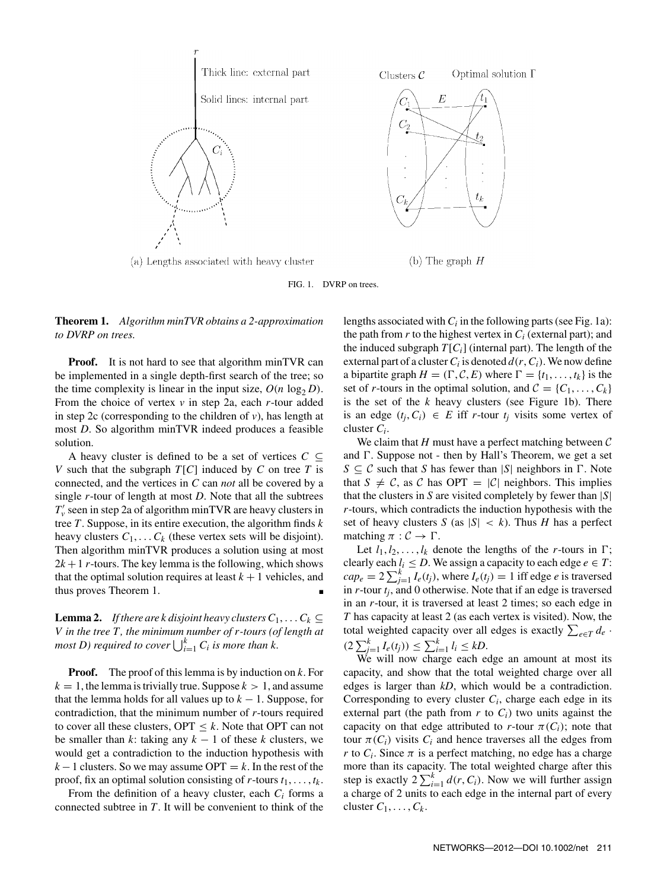FIG. 1. DVRP on trees.

**Theorem 1.** *Algorithm minTVR obtains a 2-approximation to DVRP on trees.*

**Proof.** It is not hard to see that algorithm minTVR can be implemented in a single depth-first search of the tree; so the time complexity is linear in the input size, $O(n \log_2 D)$. From the choice of vertex $v$ in step 2a, each $r$-tour added in step 2c (corresponding to the children of $v$), has length at most $D$. So algorithm minTVR indeed produces a feasible solution.

A heavy cluster is defined to be a set of vertices $C \subseteq V$ such that the subgraph $T[C]$ induced by $C$ on tree $T$ is connected, and the vertices in $C$ can *not* all be covered by a single $r$-tour of length at most $D$. Note that all the subtrees $T'_v$ seen in step 2a of algorithm minTVR are heavy clusters in tree $T$. Suppose, in its entire execution, the algorithm finds $k$ heavy clusters $C_1, \dots C_k$ (these vertex sets will be disjoint). Then algorithm minTVR produces a solution using at most $2k+1$ $r$-tours. The key lemma is the following, which shows that the optimal solution requires at least $k+1$ vehicles, and thus proves Theorem 1. ∎

**Lemma 2.** *If there are k disjoint heavy clusters $C_1, \dots C_k \subseteq V$ in the tree T, the minimum number of r-tours (of length at most D) required to cover $\bigcup_{i=1}^{k} C_i$ is more than k.*

**Proof.** The proof of this lemma is by induction on $k$. For $k = 1$, the lemma is trivially true. Suppose $k > 1$, and assume that the lemma holds for all values up to $k-1$. Suppose, for contradiction, that the minimum number of $r$-tours required to cover all these clusters, OPT $\leq k$. Note that OPT can not be smaller than $k$: taking any $k-1$ of these $k$ clusters, we would get a contradiction to the induction hypothesis with $k-1$ clusters. So we may assume OPT $= k$. In the rest of the proof, fix an optimal solution consisting of $r$-tours $t_1, \dots, t_k$.

From the definition of a heavy cluster, each $C_i$ forms a connected subtree in $T$. It will be convenient to think of the lengths associated with $C_i$ in the following parts (see Fig. 1a): the path from $r$ to the highest vertex in $C_i$ (external part); and the induced subgraph $T[C_i]$ (internal part). The length of the external part of a cluster $C_i$ is denoted $d(r, C_i)$. We now define a bipartite graph $H = (\Gamma, \mathcal{C}, E)$ where $\Gamma = \{t_1, \dots, t_k\}$ is the set of $r$-tours in the optimal solution, and $\mathcal{C} = \{C_1, \dots, C_k\}$ is the set of the $k$ heavy clusters (see Figure 1b). There is an edge $(t_j, C_i) \in E$ iff $r$-tour $t_j$ visits some vertex of cluster $C_i$.

We claim that $H$ must have a perfect matching between $\mathcal{C}$ and $\Gamma$. Suppose not - then by Hall's Theorem, we get a set $S \subseteq \mathcal{C}$ such that $S$ has fewer than $|S|$ neighbors in $\Gamma$. Note that $S \neq \mathcal{C}$, as $\mathcal{C}$ has OPT $= |\mathcal{C}|$ neighbors. This implies that the clusters in $S$ are visited completely by fewer than $|S|$ $r$-tours, which contradicts the induction hypothesis with the set of heavy clusters $S$ (as $|S| < k$). Thus $H$ has a perfect matching $\pi : \mathcal{C} \to \Gamma$.

Let $l_1, l_2, \dots, l_k$ denote the lengths of the $r$-tours in $\Gamma$; clearly each $l_i \leq D$. We assign a capacity to each edge $e \in T$: $cap_e = 2\sum_{j=1}^{k} I_e(t_j)$, where $I_e(t_j) = 1$ iff edge $e$ is traversed in $r$-tour $t_j$, and 0 otherwise. Note that if an edge is traversed in an $r$-tour, it is traversed at least 2 times; so each edge in $T$ has capacity at least 2 (as each vertex is visited). Now, the total weighted capacity over all edges is exactly $\sum_{e \in T} d_e \cdot (2\sum_{j=1}^{k} I_e(t_j)) \leq \sum_{i=1}^{k} l_i \leq kD$.

We will now charge each edge an amount at most its capacity, and show that the total weighted charge over all edges is larger than $kD$, which would be a contradiction. Corresponding to every cluster $C_i$, charge each edge in its external part (the path from $r$ to $C_i$) two units against the capacity on that edge attributed to $r$-tour $\pi(C_i)$; note that tour $\pi(C_i)$ visits $C_i$ and hence traverses all the edges from $r$ to $C_i$. Since $\pi$ is a perfect matching, no edge has a charge more than its capacity. The total weighted charge after this step is exactly $2\sum_{i=1}^{k} d(r, C_i)$. Now we will further assign a charge of 2 units to each edge in the internal part of every cluster $C_1, \dots, C_k$.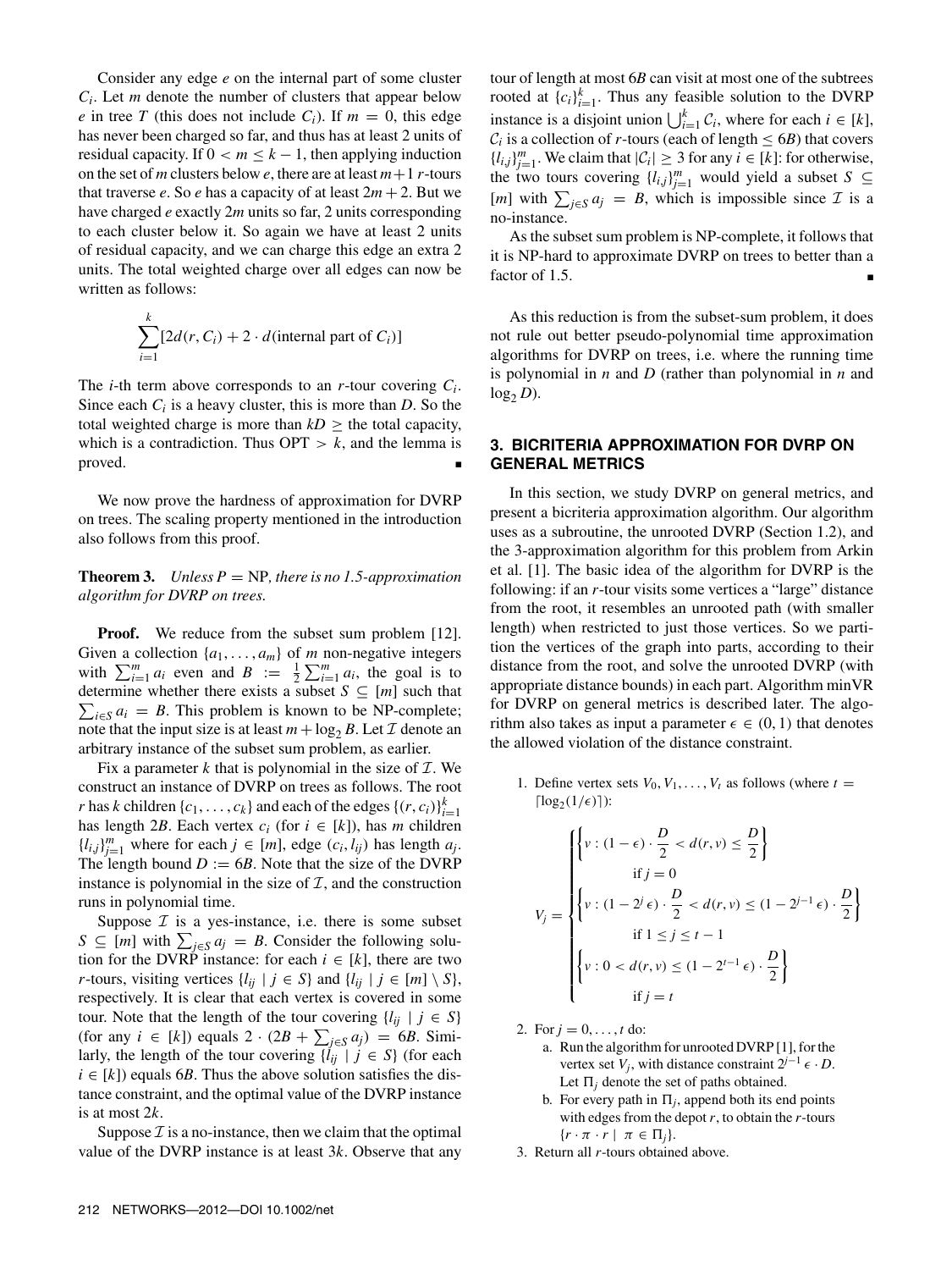Consider any edge $e$ on the internal part of some cluster $C_i$. Let $m$ denote the number of clusters that appear below $e$ in tree $T$ (this does not include $C_i$). If $m = 0$, this edge has never been charged so far, and thus has at least 2 units of residual capacity. If $0 < m \leq k - 1$, then applying induction on the set of $m$ clusters below $e$, there are at least $m+1$ $r$-tours that traverse $e$. So $e$ has a capacity of at least $2m + 2$. But we have charged $e$ exactly $2m$ units so far, 2 units corresponding to each cluster below it. So again we have at least 2 units of residual capacity, and we can charge this edge an extra 2 units. The total weighted charge over all edges can now be written as follows:

$$\sum_{i=1}^{k} [2d(r, C_i) + 2 \cdot d(\text{internal part of } C_i)]$$

The $i$-th term above corresponds to an $r$-tour covering $C_i$. Since each $C_i$ is a heavy cluster, this is more than $D$. So the total weighted charge is more than $kD \geq$ the total capacity, which is a contradiction. Thus OPT $> k$, and the lemma is proved. ∎

We now prove the hardness of approximation for DVRP on trees. The scaling property mentioned in the introduction also follows from this proof.

**Theorem 3.** *Unless* P = NP*, there is no 1.5-approximation algorithm for DVRP on trees.*

**Proof.** We reduce from the subset sum problem [12]. Given a collection $\{a_1, \ldots, a_m\}$ of $m$ non-negative integers with $\sum_{i=1}^{m} a_i$ even and $B := \frac{1}{2}\sum_{i=1}^{m} a_i$, the goal is to determine whether there exists a subset $S \subseteq [m]$ such that $\sum_{i \in S} a_i = B$. This problem is known to be NP-complete; note that the input size is at least $m + \log_2 B$. Let $\mathcal{I}$ denote an arbitrary instance of the subset sum problem, as earlier.

Fix a parameter $k$ that is polynomial in the size of $\mathcal{I}$. We construct an instance of DVRP on trees as follows. The root $r$ has $k$ children $\{c_1, \ldots, c_k\}$ and each of the edges $\{(r, c_i)\}_{i=1}^{k}$ has length $2B$. Each vertex $c_i$ (for $i \in [k]$), has $m$ children $\{l_{i,j}\}_{j=1}^{m}$ where for each $j \in [m]$, edge $(c_i, l_{ij})$ has length $a_j$. The length bound $D := 6B$. Note that the size of the DVRP instance is polynomial in the size of $\mathcal{I}$, and the construction runs in polynomial time.

Suppose $\mathcal{I}$ is a yes-instance, i.e. there is some subset $S \subseteq [m]$ with $\sum_{j \in S} a_j = B$. Consider the following solution for the DVRP instance: for each $i \in [k]$, there are two $r$-tours, visiting vertices $\{l_{ij} \mid j \in S\}$ and $\{l_{ij} \mid j \in [m] \setminus S\}$, respectively. It is clear that each vertex is covered in some tour. Note that the length of the tour covering $\{l_{ij} \mid j \in S\}$ (for any $i \in [k]$) equals $2 \cdot (2B + \sum_{j \in S} a_j) = 6B$. Similarly, the length of the tour covering $\{l_{ij} \mid j \in S\}$ (for each $i \in [k]$) equals $6B$. Thus the above solution satisfies the distance constraint, and the optimal value of the DVRP instance is at most $2k$.

Suppose $\mathcal{I}$ is a no-instance, then we claim that the optimal value of the DVRP instance is at least $3k$. Observe that any tour of length at most $6B$ can visit at most one of the subtrees rooted at $\{c_i\}_{i=1}^{k}$. Thus any feasible solution to the DVRP instance is a disjoint union $\bigcup_{i=1}^{k} \mathcal{C}_i$, where for each $i \in [k]$, $\mathcal{C}_i$ is a collection of $r$-tours (each of length $\leq 6B$) that covers $\{l_{i,j}\}_{j=1}^{m}$. We claim that $|\mathcal{C}_i| \geq 3$ for any $i \in [k]$: for otherwise, the two tours covering $\{l_{i,j}\}_{j=1}^{m}$ would yield a subset $S \subseteq [m]$ with $\sum_{j \in S} a_j = B$, which is impossible since $\mathcal{I}$ is a no-instance.

As the subset sum problem is NP-complete, it follows that it is NP-hard to approximate DVRP on trees to better than a factor of 1.5. ∎

As this reduction is from the subset-sum problem, it does not rule out better pseudo-polynomial time approximation algorithms for DVRP on trees, i.e. where the running time is polynomial in $n$ and $D$ (rather than polynomial in $n$ and $\log_2 D$).

## 3. BICRITERIA APPROXIMATION FOR DVRP ON GENERAL METRICS

In this section, we study DVRP on general metrics, and present a bicriteria approximation algorithm. Our algorithm uses as a subroutine, the unrooted DVRP (Section 1.2), and the 3-approximation algorithm for this problem from Arkin et al. [1]. The basic idea of the algorithm for DVRP is the following: if an $r$-tour visits some vertices a "large" distance from the root, it resembles an unrooted path (with smaller length) when restricted to just those vertices. So we partition the vertices of the graph into parts, according to their distance from the root, and solve the unrooted DVRP (with appropriate distance bounds) in each part. Algorithm minVR for DVRP on general metrics is described later. The algorithm also takes as input a parameter $\epsilon \in (0, 1)$ that denotes the allowed violation of the distance constraint.

1. Define vertex sets $V_0, V_1, \ldots, V_t$ as follows (where $t = \lceil \log_2(1/\epsilon) \rceil$):

$$V_j = \begin{cases} \left\{ v : (1-\epsilon) \cdot \dfrac{D}{2} < d(r, v) \leq \dfrac{D}{2} \right\} & \text{if } j = 0 \\[2ex] \left\{ v : (1 - 2^j \epsilon) \cdot \dfrac{D}{2} < d(r, v) \leq (1 - 2^{j-1} \epsilon) \cdot \dfrac{D}{2} \right\} & \text{if } 1 \leq j \leq t-1 \\[2ex] \left\{ v : 0 < d(r, v) \leq (1 - 2^{t-1} \epsilon) \cdot \dfrac{D}{2} \right\} & \text{if } j = t \end{cases}$$

2. For $j = 0, \ldots, t$ do:
   a. Run the algorithm for unrooted DVRP [1], for the vertex set $V_j$, with distance constraint $2^{j-1} \epsilon \cdot D$. Let $\Pi_j$ denote the set of paths obtained.
   b. For every path in $\Pi_j$, append both its end points with edges from the depot $r$, to obtain the $r$-tours $\{r \cdot \pi \cdot r \mid \pi \in \Pi_j\}$.
3. Return all $r$-tours obtained above.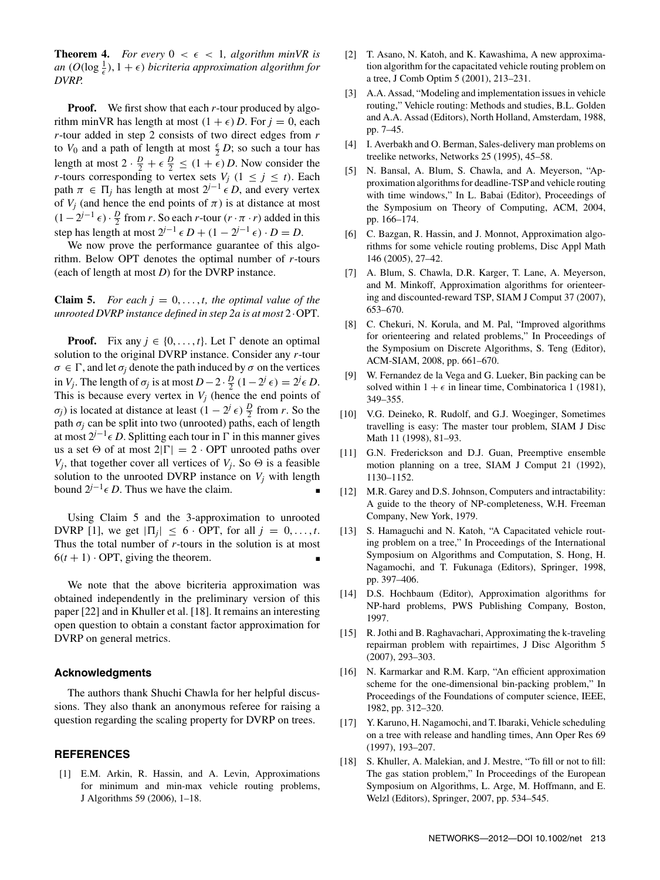**Theorem 4.** *For every $0 < \epsilon < 1$, algorithm minVR is an $(O(\log \frac{1}{\epsilon}), 1+\epsilon)$ bicriteria approximation algorithm for DVRP.*

**Proof.** We first show that each $r$-tour produced by algorithm minVR has length at most $(1+\epsilon)D$. For $j = 0$, each $r$-tour added in step 2 consists of two direct edges from $r$ to $V_0$ and a path of length at most $\frac{\epsilon}{2}D$; so such a tour has length at most $2 \cdot \frac{D}{2} + \epsilon \frac{D}{2} \leq (1+\epsilon)D$. Now consider the $r$-tours corresponding to vertex sets $V_j$ $(1 \leq j \leq t)$. Each path $\pi \in \Pi_j$ has length at most $2^{j-1}\epsilon D$, and every vertex of $V_j$ (and hence the end points of $\pi$) is at distance at most $(1 - 2^{j-1}\epsilon) \cdot \frac{D}{2}$ from $r$. So each $r$-tour $(r \cdot \pi \cdot r)$ added in this step has length at most $2^{j-1}\epsilon D + (1 - 2^{j-1}\epsilon) \cdot D = D$.

We now prove the performance guarantee of this algorithm. Below OPT denotes the optimal number of $r$-tours (each of length at most $D$) for the DVRP instance.

**Claim 5.** *For each $j = 0, \ldots, t$, the optimal value of the unrooted DVRP instance defined in step 2a is at most $2 \cdot \text{OPT}$.*

**Proof.** Fix any $j \in \{0, \ldots, t\}$. Let $\Gamma$ denote an optimal solution to the original DVRP instance. Consider any $r$-tour $\sigma \in \Gamma$, and let $\sigma_j$ denote the path induced by $\sigma$ on the vertices in $V_j$. The length of $\sigma_j$ is at most $D - 2 \cdot \frac{D}{2}(1 - 2^j \epsilon) = 2^j \epsilon D$. This is because every vertex in $V_j$ (hence the end points of $\sigma_j$) is located at distance at least $(1 - 2^j \epsilon)\frac{D}{2}$ from $r$. So the path $\sigma_j$ can be split into two (unrooted) paths, each of length at most $2^{j-1}\epsilon D$. Splitting each tour in $\Gamma$ in this manner gives us a set $\Theta$ of at most $2|\Gamma| = 2 \cdot \text{OPT}$ unrooted paths over $V_j$, that together cover all vertices of $V_j$. So $\Theta$ is a feasible solution to the unrooted DVRP instance on $V_j$ with length bound $2^{j-1}\epsilon D$. Thus we have the claim. ∎

Using Claim 5 and the 3-approximation to unrooted DVRP [1], we get $|\Pi_j| \leq 6 \cdot \text{OPT}$, for all $j = 0, \ldots, t$. Thus the total number of $r$-tours in the solution is at most $6(t+1) \cdot \text{OPT}$, giving the theorem. ∎

We note that the above bicriteria approximation was obtained independently in the preliminary version of this paper [22] and in Khuller et al. [18]. It remains an interesting open question to obtain a constant factor approximation for DVRP on general metrics.

## Acknowledgments

The authors thank Shuchi Chawla for her helpful discussions. They also thank an anonymous referee for raising a question regarding the scaling property for DVRP on trees.

## REFERENCES

[1] E.M. Arkin, R. Hassin, and A. Levin, Approximations for minimum and min-max vehicle routing problems, J Algorithms 59 (2006), 1–18.

[2] T. Asano, N. Katoh, and K. Kawashima, A new approximation algorithm for the capacitated vehicle routing problem on a tree, J Comb Optim 5 (2001), 213–231.

[3] A.A. Assad, "Modeling and implementation issues in vehicle routing," Vehicle routing: Methods and studies, B.L. Golden and A.A. Assad (Editors), North Holland, Amsterdam, 1988, pp. 7–45.

[4] I. Averbakh and O. Berman, Sales-delivery man problems on treelike networks, Networks 25 (1995), 45–58.

[5] N. Bansal, A. Blum, S. Chawla, and A. Meyerson, "Approximation algorithms for deadline-TSP and vehicle routing with time windows," In L. Babai (Editor), Proceedings of the Symposium on Theory of Computing, ACM, 2004, pp. 166–174.

[6] C. Bazgan, R. Hassin, and J. Monnot, Approximation algorithms for some vehicle routing problems, Disc Appl Math 146 (2005), 27–42.

[7] A. Blum, S. Chawla, D.R. Karger, T. Lane, A. Meyerson, and M. Minkoff, Approximation algorithms for orienteering and discounted-reward TSP, SIAM J Comput 37 (2007), 653–670.

[8] C. Chekuri, N. Korula, and M. Pal, "Improved algorithms for orienteering and related problems," In Proceedings of the Symposium on Discrete Algorithms, S. Teng (Editor), ACM-SIAM, 2008, pp. 661–670.

[9] W. Fernandez de la Vega and G. Lueker, Bin packing can be solved within $1 + \epsilon$ in linear time, Combinatorica 1 (1981), 349–355.

[10] V.G. Deineko, R. Rudolf, and G.J. Woeginger, Sometimes travelling is easy: The master tour problem, SIAM J Disc Math 11 (1998), 81–93.

[11] G.N. Frederickson and D.J. Guan, Preemptive ensemble motion planning on a tree, SIAM J Comput 21 (1992), 1130–1152.

[12] M.R. Garey and D.S. Johnson, Computers and intractability: A guide to the theory of NP-completeness, W.H. Freeman Company, New York, 1979.

[13] S. Hamaguchi and N. Katoh, "A Capacitated vehicle routing problem on a tree," In Proceedings of the International Symposium on Algorithms and Computation, S. Hong, H. Nagamochi, and T. Fukunaga (Editors), Springer, 1998, pp. 397–406.

[14] D.S. Hochbaum (Editor), Approximation algorithms for NP-hard problems, PWS Publishing Company, Boston, 1997.

[15] R. Jothi and B. Raghavachari, Approximating the k-traveling repairman problem with repairtimes, J Disc Algorithm 5 (2007), 293–303.

[16] N. Karmarkar and R.M. Karp, "An efficient approximation scheme for the one-dimensional bin-packing problem," In Proceedings of the Foundations of computer science, IEEE, 1982, pp. 312–320.

[17] Y. Karuno, H. Nagamochi, and T. Ibaraki, Vehicle scheduling on a tree with release and handling times, Ann Oper Res 69 (1997), 193–207.

[18] S. Khuller, A. Malekian, and J. Mestre, "To fill or not to fill: The gas station problem," In Proceedings of the European Symposium on Algorithms, L. Arge, M. Hoffmann, and E. Welzl (Editors), Springer, 2007, pp. 534–545.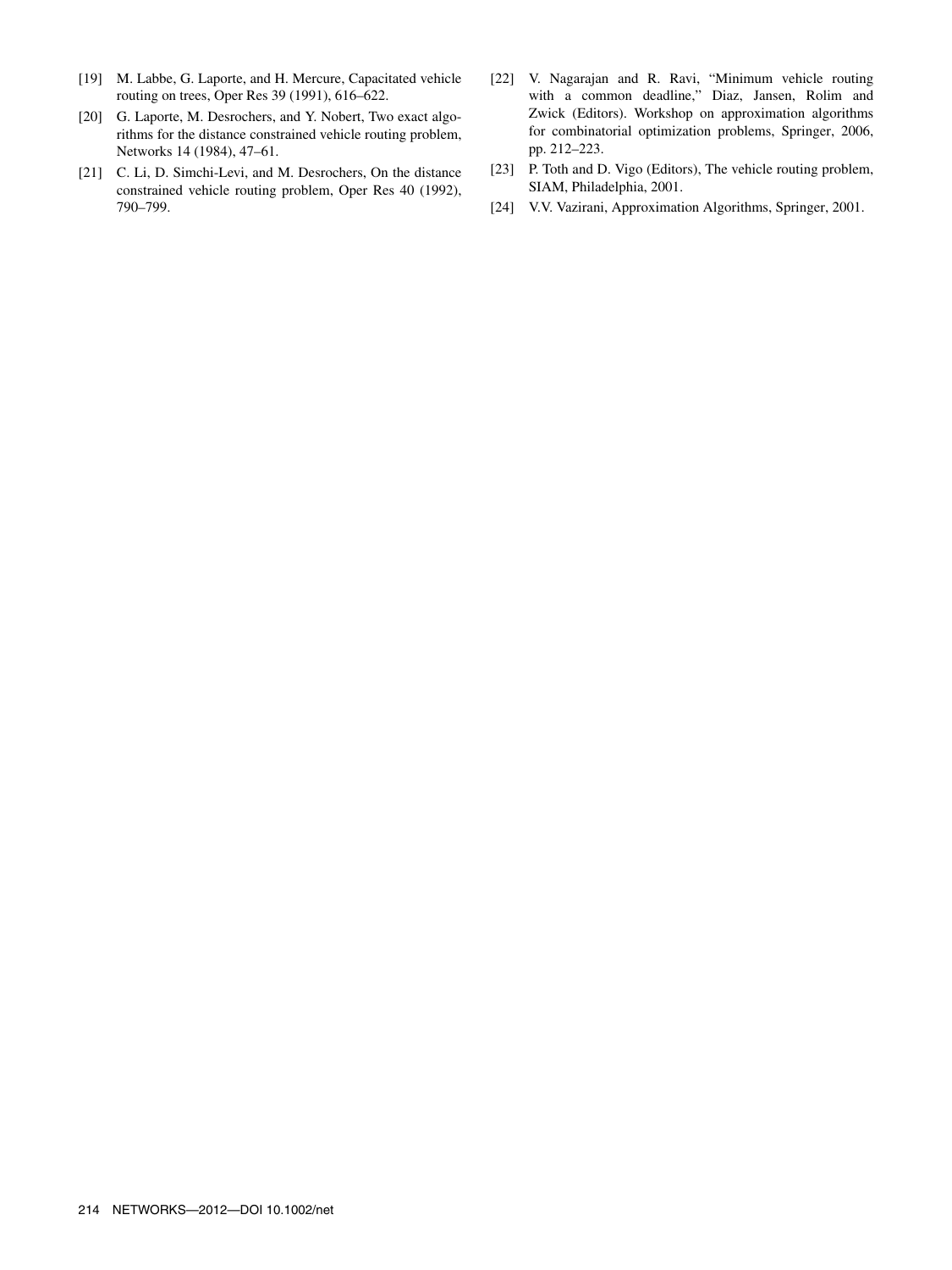[19] M. Labbe, G. Laporte, and H. Mercure, Capacitated vehicle routing on trees, Oper Res 39 (1991), 616–622.

[20] G. Laporte, M. Desrochers, and Y. Nobert, Two exact algorithms for the distance constrained vehicle routing problem, Networks 14 (1984), 47–61.

[21] C. Li, D. Simchi-Levi, and M. Desrochers, On the distance constrained vehicle routing problem, Oper Res 40 (1992), 790–799.

[22] V. Nagarajan and R. Ravi, "Minimum vehicle routing with a common deadline," Diaz, Jansen, Rolim and Zwick (Editors). Workshop on approximation algorithms for combinatorial optimization problems, Springer, 2006, pp. 212–223.

[23] P. Toth and D. Vigo (Editors), The vehicle routing problem, SIAM, Philadelphia, 2001.

[24] V.V. Vazirani, Approximation Algorithms, Springer, 2001.